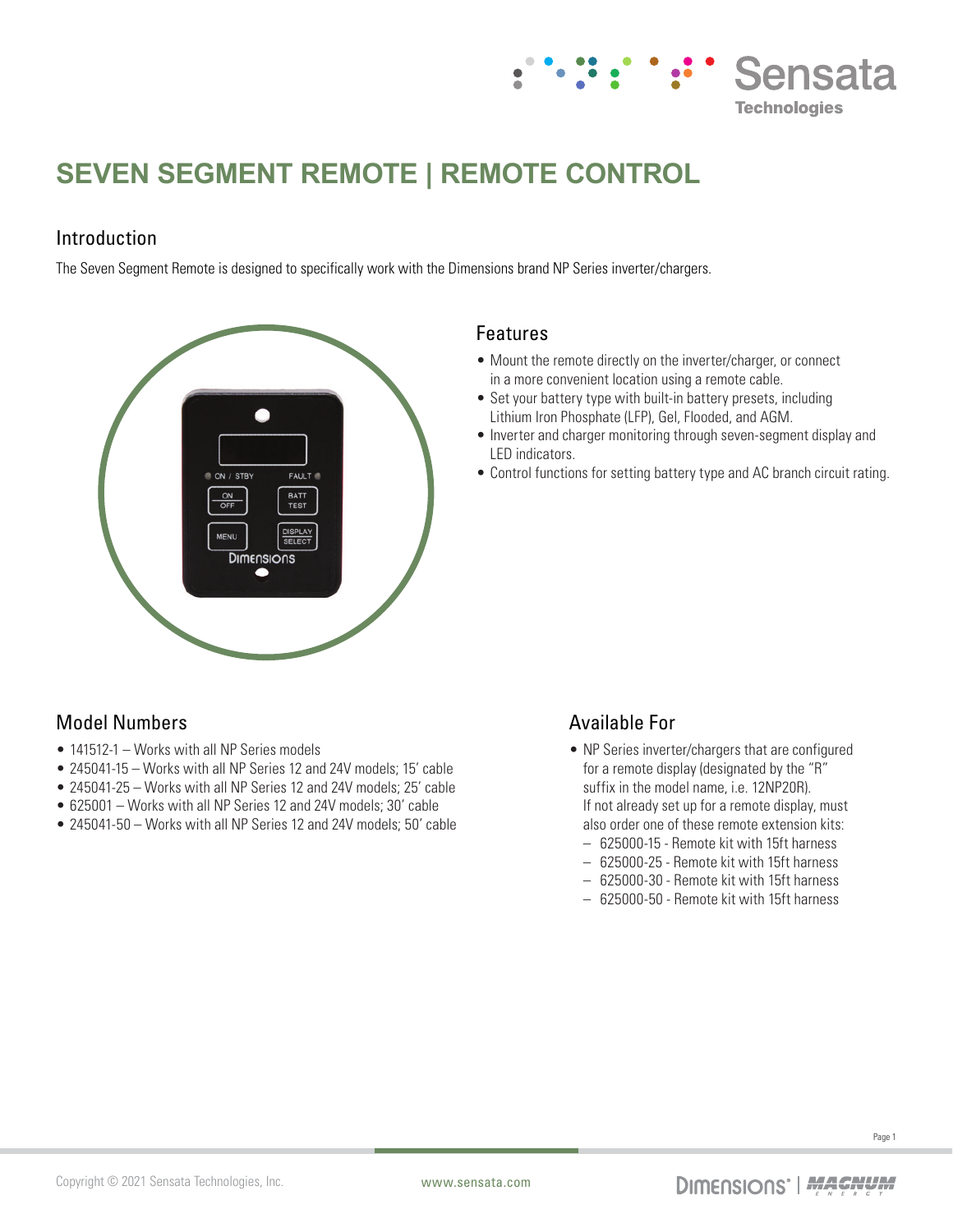# SEVEN SEGMENT REMOTE | REMOTE CONTROL

## Introduction

The Seven Segment Remote is designed to specifically work with the Dimensions brand NP Series inverter/chargers.

## Features

- Mount the remote directly on the inverter/charger, or connect in a more convenient location using a remote cable.
- Set your battery type with built-in battery presets, including Lithium Iron Phosphate (LFP), Gel, Flooded, and AGM.
- Inverter and charger monitoring through seven-segment display and LED indicators.
- Control functions for setting battery type and AC branch circuit rating.

## Model Numbers

- 141512-1 – Works with all NP Series models
- 245041-15 – Works with all NP Series 12 and 24V models; 15' cable
- 245041-25 – Works with all NP Series 12 and 24V models; 25' cable
- 625001 – Works with all NP Series 12 and 24V models; 30' cable
- 245041-50 – Works with all NP Series 12 and 24V models; 50' cable

## Available For

- NP Series inverter/chargers that are configured for a remote display (designated by the "R" suffix in the model name, i.e. 12NP20R). If not already set up for a remote display, must also order one of these remote extension kits:
  - 625000-15 - Remote kit with 15ft harness
  - 625000-25 - Remote kit with 15ft harness
  - 625000-30 - Remote kit with 15ft harness
  - 625000-50 - Remote kit with 15ft harness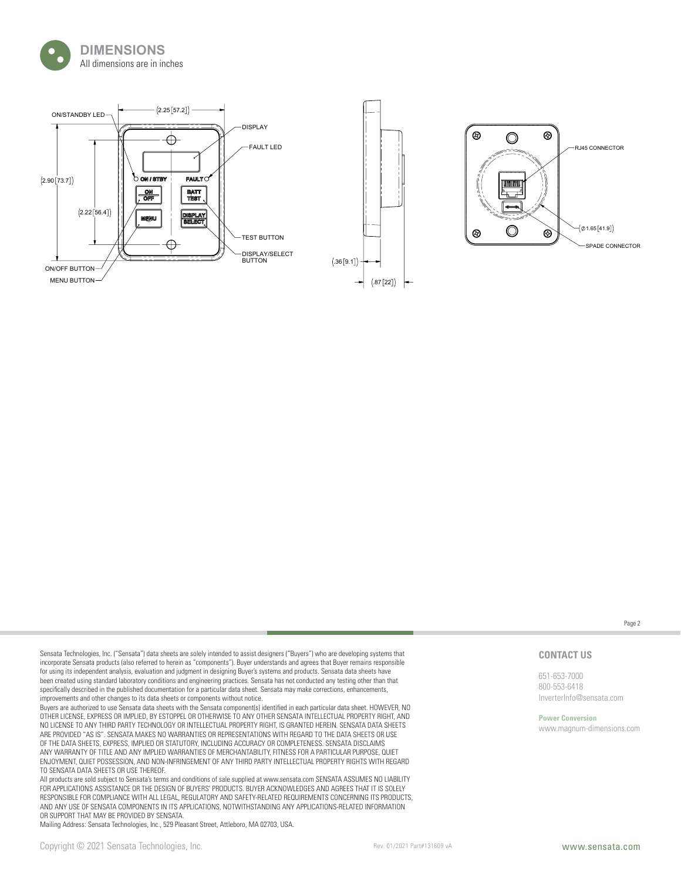## DIMENSIONS

All dimensions are in inches

(2.25 [57.2])

ON/STANDBY LED

DISPLAY

FAULT LED

(2.90 [73.7])

(2.22 [56.4])

ON / STBY

FAULT

ON / OFF

BATT TEST

MENU

DISPLAY SELECT

TEST BUTTON

DISPLAY/SELECT BUTTON

ON/OFF BUTTON

MENU BUTTON

(.36 [9.1])

(.87 [22])

RJ45 CONNECTOR

(⌀1.65 [41.9])

SPADE CONNECTOR

Sensata Technologies, Inc. ("Sensata") data sheets are solely intended to assist designers ("Buyers") who are developing systems that incorporate Sensata products (also referred to herein as "components"). Buyer understands and agrees that Buyer remains responsible for using its independent analysis, evaluation and judgment in designing Buyer's systems and products. Sensata data sheets have been created using standard laboratory conditions and engineering practices. Sensata has not conducted any testing other than that specifically described in the published documentation for a particular data sheet. Sensata may make corrections, enhancements, improvements and other changes to its data sheets or components without notice.

Buyers are authorized to use Sensata data sheets with the Sensata component(s) identified in each particular data sheet. HOWEVER, NO OTHER LICENSE, EXPRESS OR IMPLIED, BY ESTOPPEL OR OTHERWISE TO ANY OTHER SENSATA INTELLECTUAL PROPERTY RIGHT, AND NO LICENSE TO ANY THIRD PARTY TECHNOLOGY OR INTELLECTUAL PROPERTY RIGHT, IS GRANTED HEREIN. SENSATA DATA SHEETS ARE PROVIDED "AS IS". SENSATA MAKES NO WARRANTIES OR REPRESENTATIONS WITH REGARD TO THE DATA SHEETS OR USE OF THE DATA SHEETS, EXPRESS, IMPLIED OR STATUTORY, INCLUDING ACCURACY OR COMPLETENESS. SENSATA DISCLAIMS ANY WARRANTY OF TITLE AND ANY IMPLIED WARRANTIES OF MERCHANTABILITY, FITNESS FOR A PARTICULAR PURPOSE, QUIET ENJOYMENT, QUIET POSSESSION, AND NON-INFRINGEMENT OF ANY THIRD PARTY INTELLECTUAL PROPERTY RIGHTS WITH REGARD TO SENSATA DATA SHEETS OR USE THEREOF.

All products are sold subject to Sensata's terms and conditions of sale supplied at www.sensata.com SENSATA ASSUMES NO LIABILITY FOR APPLICATIONS ASSISTANCE OR THE DESIGN OF BUYERS' PRODUCTS. BUYER ACKNOWLEDGES AND AGREES THAT IT IS SOLELY RESPONSIBLE FOR COMPLIANCE WITH ALL LEGAL, REGULATORY AND SAFETY-RELATED REQUIREMENTS CONCERNING ITS PRODUCTS, AND ANY USE OF SENSATA COMPONENTS IN ITS APPLICATIONS, NOTWITHSTANDING ANY APPLICATIONS-RELATED INFORMATION OR SUPPORT THAT MAY BE PROVIDED BY SENSATA.

Mailing Address: Sensata Technologies, Inc., 529 Pleasant Street, Attleboro, MA 02703, USA.

### CONTACT US

651-653-7000
800-553-6418
InverterInfo@sensata.com

**Power Conversion**
www.magnum-dimensions.com

Copyright © 2021 Sensata Technologies, Inc.

Rev: 01/2021 Part#131609 vA

www.sensata.com